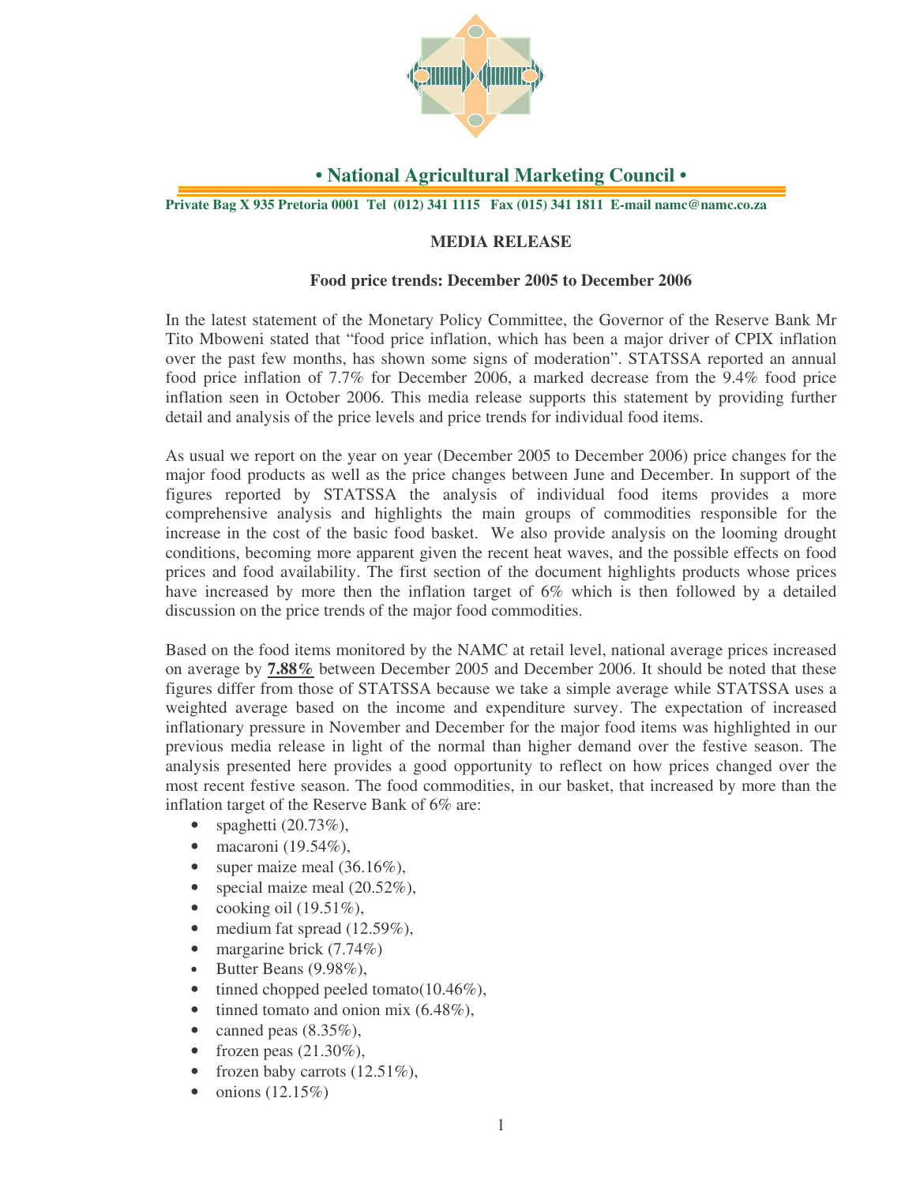# • National Agricultural Marketing Council •

**Private Bag X 935 Pretoria 0001 Tel (012) 341 1115 Fax (015) 341 1811 E-mail namc@namc.co.za**

## MEDIA RELEASE

### Food price trends: December 2005 to December 2006

In the latest statement of the Monetary Policy Committee, the Governor of the Reserve Bank Mr Tito Mboweni stated that "food price inflation, which has been a major driver of CPIX inflation over the past few months, has shown some signs of moderation". STATSSA reported an annual food price inflation of 7.7% for December 2006, a marked decrease from the 9.4% food price inflation seen in October 2006. This media release supports this statement by providing further detail and analysis of the price levels and price trends for individual food items.

As usual we report on the year on year (December 2005 to December 2006) price changes for the major food products as well as the price changes between June and December. In support of the figures reported by STATSSA the analysis of individual food items provides a more comprehensive analysis and highlights the main groups of commodities responsible for the increase in the cost of the basic food basket. We also provide analysis on the looming drought conditions, becoming more apparent given the recent heat waves, and the possible effects on food prices and food availability. The first section of the document highlights products whose prices have increased by more then the inflation target of 6% which is then followed by a detailed discussion on the price trends of the major food commodities.

Based on the food items monitored by the NAMC at retail level, national average prices increased on average by **7.88%** between December 2005 and December 2006. It should be noted that these figures differ from those of STATSSA because we take a simple average while STATSSA uses a weighted average based on the income and expenditure survey. The expectation of increased inflationary pressure in November and December for the major food items was highlighted in our previous media release in light of the normal than higher demand over the festive season. The analysis presented here provides a good opportunity to reflect on how prices changed over the most recent festive season. The food commodities, in our basket, that increased by more than the inflation target of the Reserve Bank of 6% are:

- spaghetti (20.73%),
- macaroni (19.54%),
- super maize meal (36.16%),
- special maize meal (20.52%),
- cooking oil (19.51%),
- medium fat spread (12.59%),
- margarine brick (7.74%)
- Butter Beans (9.98%),
- tinned chopped peeled tomato(10.46%),
- tinned tomato and onion mix (6.48%),
- canned peas (8.35%),
- frozen peas (21.30%),
- frozen baby carrots (12.51%),
- onions (12.15%)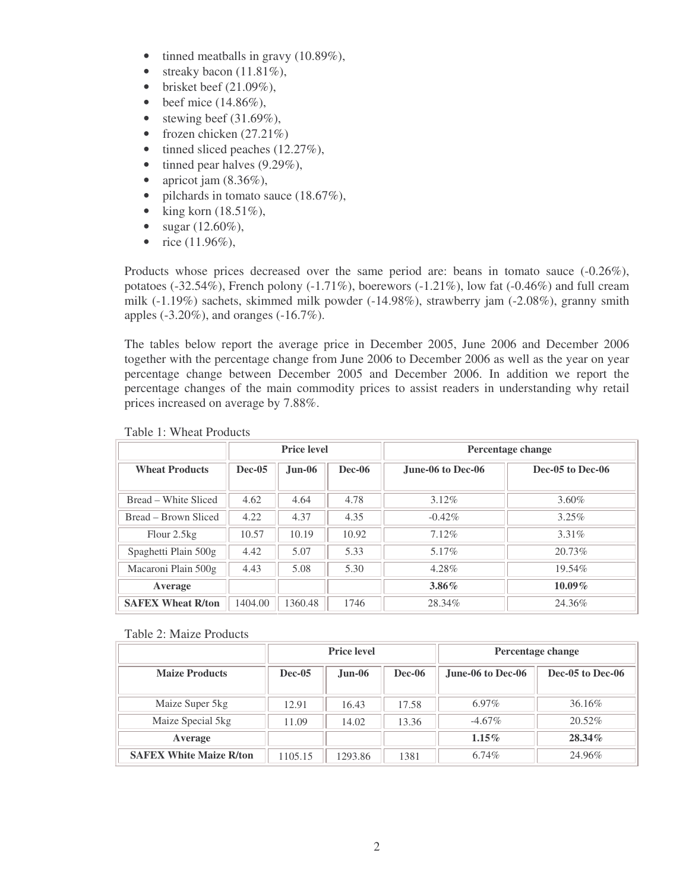- tinned meatballs in gravy (10.89%),
- streaky bacon (11.81%),
- brisket beef (21.09%),
- beef mice (14.86%),
- stewing beef (31.69%),
- frozen chicken (27.21%)
- tinned sliced peaches (12.27%),
- tinned pear halves (9.29%),
- apricot jam (8.36%),
- pilchards in tomato sauce (18.67%),
- king korn (18.51%),
- sugar (12.60%),
- rice (11.96%),

Products whose prices decreased over the same period are: beans in tomato sauce (-0.26%), potatoes (-32.54%), French polony (-1.71%), boerewors (-1.21%), low fat (-0.46%) and full cream milk (-1.19%) sachets, skimmed milk powder (-14.98%), strawberry jam (-2.08%), granny smith apples (-3.20%), and oranges (-16.7%).

The tables below report the average price in December 2005, June 2006 and December 2006 together with the percentage change from June 2006 to December 2006 as well as the year on year percentage change between December 2005 and December 2006. In addition we report the percentage changes of the main commodity prices to assist readers in understanding why retail prices increased on average by 7.88%.

Table 1: Wheat Products

| | Price level | | | Percentage change | |
|---|---|---|---|---|---|
| **Wheat Products** | **Dec-05** | **Jun-06** | **Dec-06** | **June-06 to Dec-06** | **Dec-05 to Dec-06** |
| Bread – White Sliced | 4.62 | 4.64 | 4.78 | 3.12% | 3.60% |
| Bread – Brown Sliced | 4.22 | 4.37 | 4.35 | -0.42% | 3.25% |
| Flour 2.5kg | 10.57 | 10.19 | 10.92 | 7.12% | 3.31% |
| Spaghetti Plain 500g | 4.42 | 5.07 | 5.33 | 5.17% | 20.73% |
| Macaroni Plain 500g | 4.43 | 5.08 | 5.30 | 4.28% | 19.54% |
| **Average** | | | | **3.86%** | **10.09%** |
| **SAFEX Wheat R/ton** | 1404.00 | 1360.48 | 1746 | 28.34% | 24.36% |

Table 2: Maize Products

| | Price level | | | Percentage change | |
|---|---|---|---|---|---|
| **Maize Products** | **Dec-05** | **Jun-06** | **Dec-06** | **June-06 to Dec-06** | **Dec-05 to Dec-06** |
| Maize Super 5kg | 12.91 | 16.43 | 17.58 | 6.97% | 36.16% |
| Maize Special 5kg | 11.09 | 14.02 | 13.36 | -4.67% | 20.52% |
| **Average** | | | | **1.15%** | **28.34%** |
| **SAFEX White Maize R/ton** | 1105.15 | 1293.86 | 1381 | 6.74% | 24.96% |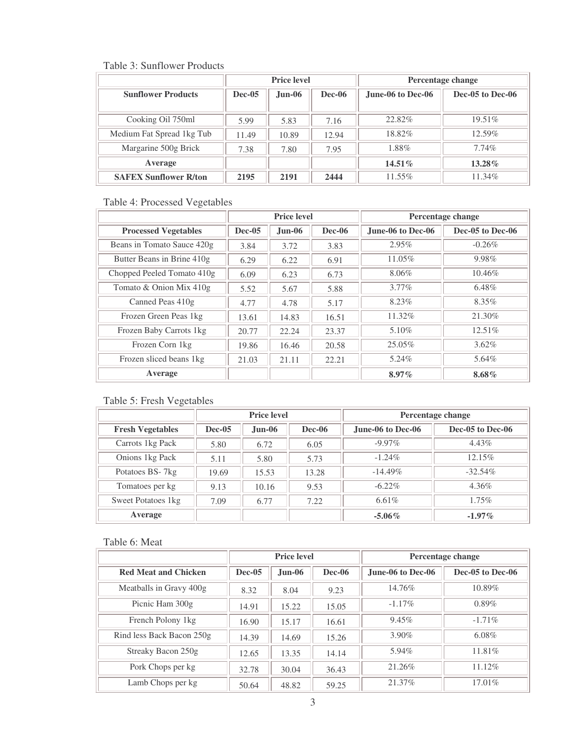Table 3: Sunflower Products

| | Price level | | | Percentage change | |
|---|---|---|---|---|---|
| **Sunflower Products** | **Dec-05** | **Jun-06** | **Dec-06** | **June-06 to Dec-06** | **Dec-05 to Dec-06** |
| Cooking Oil 750ml | 5.99 | 5.83 | 7.16 | 22.82% | 19.51% |
| Medium Fat Spread 1kg Tub | 11.49 | 10.89 | 12.94 | 18.82% | 12.59% |
| Margarine 500g Brick | 7.38 | 7.80 | 7.95 | 1.88% | 7.74% |
| **Average** | | | | **14.51%** | **13.28%** |
| **SAFEX Sunflower R/ton** | **2195** | **2191** | **2444** | 11.55% | 11.34% |

Table 4: Processed Vegetables

| | Price level | | | Percentage change | |
|---|---|---|---|---|---|
| **Processed Vegetables** | **Dec-05** | **Jun-06** | **Dec-06** | **June-06 to Dec-06** | **Dec-05 to Dec-06** |
| Beans in Tomato Sauce 420g | 3.84 | 3.72 | 3.83 | 2.95% | -0.26% |
| Butter Beans in Brine 410g | 6.29 | 6.22 | 6.91 | 11.05% | 9.98% |
| Chopped Peeled Tomato 410g | 6.09 | 6.23 | 6.73 | 8.06% | 10.46% |
| Tomato & Onion Mix 410g | 5.52 | 5.67 | 5.88 | 3.77% | 6.48% |
| Canned Peas 410g | 4.77 | 4.78 | 5.17 | 8.23% | 8.35% |
| Frozen Green Peas 1kg | 13.61 | 14.83 | 16.51 | 11.32% | 21.30% |
| Frozen Baby Carrots 1kg | 20.77 | 22.24 | 23.37 | 5.10% | 12.51% |
| Frozen Corn 1kg | 19.86 | 16.46 | 20.58 | 25.05% | 3.62% |
| Frozen sliced beans 1kg | 21.03 | 21.11 | 22.21 | 5.24% | 5.64% |
| **Average** | | | | **8.97%** | **8.68%** |

Table 5: Fresh Vegetables

| | Price level | | | Percentage change | |
|---|---|---|---|---|---|
| **Fresh Vegetables** | **Dec-05** | **Jun-06** | **Dec-06** | **June-06 to Dec-06** | **Dec-05 to Dec-06** |
| Carrots 1kg Pack | 5.80 | 6.72 | 6.05 | -9.97% | 4.43% |
| Onions 1kg Pack | 5.11 | 5.80 | 5.73 | -1.24% | 12.15% |
| Potatoes BS- 7kg | 19.69 | 15.53 | 13.28 | -14.49% | -32.54% |
| Tomatoes per kg | 9.13 | 10.16 | 9.53 | -6.22% | 4.36% |
| Sweet Potatoes 1kg | 7.09 | 6.77 | 7.22 | 6.61% | 1.75% |
| **Average** | | | | **-5.06%** | **-1.97%** |

Table 6: Meat

| | Price level | | | Percentage change | |
|---|---|---|---|---|---|
| **Red Meat and Chicken** | **Dec-05** | **Jun-06** | **Dec-06** | **June-06 to Dec-06** | **Dec-05 to Dec-06** |
| Meatballs in Gravy 400g | 8.32 | 8.04 | 9.23 | 14.76% | 10.89% |
| Picnic Ham 300g | 14.91 | 15.22 | 15.05 | -1.17% | 0.89% |
| French Polony 1kg | 16.90 | 15.17 | 16.61 | 9.45% | -1.71% |
| Rind less Back Bacon 250g | 14.39 | 14.69 | 15.26 | 3.90% | 6.08% |
| Streaky Bacon 250g | 12.65 | 13.35 | 14.14 | 5.94% | 11.81% |
| Pork Chops per kg | 32.78 | 30.04 | 36.43 | 21.26% | 11.12% |
| Lamb Chops per kg | 50.64 | 48.82 | 59.25 | 21.37% | 17.01% |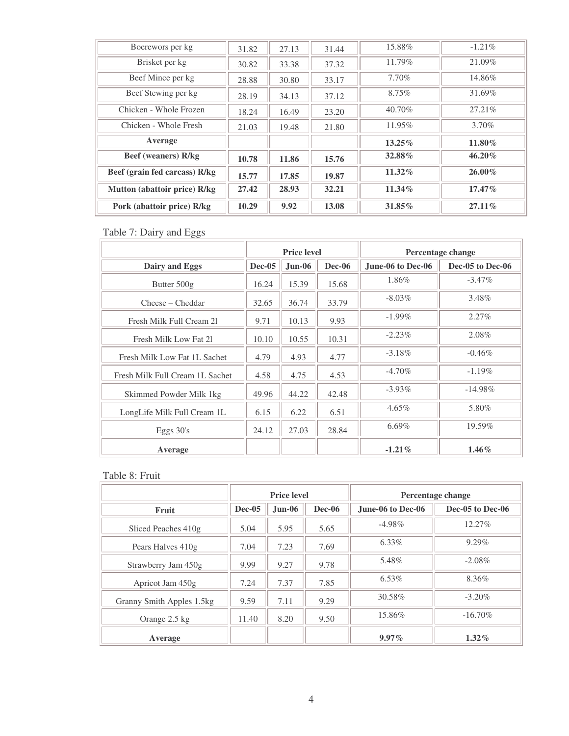| | | | | | |
|---|---|---|---|---|---|
| Boerewors per kg | 31.82 | 27.13 | 31.44 | 15.88% | -1.21% |
| Brisket per kg | 30.82 | 33.38 | 37.32 | 11.79% | 21.09% |
| Beef Mince per kg | 28.88 | 30.80 | 33.17 | 7.70% | 14.86% |
| Beef Stewing per kg | 28.19 | 34.13 | 37.12 | 8.75% | 31.69% |
| Chicken - Whole Frozen | 18.24 | 16.49 | 23.20 | 40.70% | 27.21% |
| Chicken - Whole Fresh | 21.03 | 19.48 | 21.80 | 11.95% | 3.70% |
| **Average** | | | | **13.25%** | **11.80%** |
| **Beef (weaners) R/kg** | **10.78** | **11.86** | **15.76** | **32.88%** | **46.20%** |
| **Beef (grain fed carcass) R/kg** | **15.77** | **17.85** | **19.87** | **11.32%** | **26.00%** |
| **Mutton (abattoir price) R/kg** | **27.42** | **28.93** | **32.21** | **11.34%** | **17.47%** |
| **Pork (abattoir price) R/kg** | **10.29** | **9.92** | **13.08** | **31.85%** | **27.11%** |

Table 7: Dairy and Eggs

| | **Price level** | | | **Percentage change** | |
|---|---|---|---|---|---|
| **Dairy and Eggs** | **Dec-05** | **Jun-06** | **Dec-06** | **June-06 to Dec-06** | **Dec-05 to Dec-06** |
| Butter 500g | 16.24 | 15.39 | 15.68 | 1.86% | -3.47% |
| Cheese – Cheddar | 32.65 | 36.74 | 33.79 | -8.03% | 3.48% |
| Fresh Milk Full Cream 2l | 9.71 | 10.13 | 9.93 | -1.99% | 2.27% |
| Fresh Milk Low Fat 2l | 10.10 | 10.55 | 10.31 | -2.23% | 2.08% |
| Fresh Milk Low Fat 1L Sachet | 4.79 | 4.93 | 4.77 | -3.18% | -0.46% |
| Fresh Milk Full Cream 1L Sachet | 4.58 | 4.75 | 4.53 | -4.70% | -1.19% |
| Skimmed Powder Milk 1kg | 49.96 | 44.22 | 42.48 | -3.93% | -14.98% |
| LongLife Milk Full Cream 1L | 6.15 | 6.22 | 6.51 | 4.65% | 5.80% |
| Eggs 30's | 24.12 | 27.03 | 28.84 | 6.69% | 19.59% |
| **Average** | | | | **-1.21%** | **1.46%** |

Table 8: Fruit

| | **Price level** | | | **Percentage change** | |
|---|---|---|---|---|---|
| **Fruit** | **Dec-05** | **Jun-06** | **Dec-06** | **June-06 to Dec-06** | **Dec-05 to Dec-06** |
| Sliced Peaches 410g | 5.04 | 5.95 | 5.65 | -4.98% | 12.27% |
| Pears Halves 410g | 7.04 | 7.23 | 7.69 | 6.33% | 9.29% |
| Strawberry Jam 450g | 9.99 | 9.27 | 9.78 | 5.48% | -2.08% |
| Apricot Jam 450g | 7.24 | 7.37 | 7.85 | 6.53% | 8.36% |
| Granny Smith Apples 1.5kg | 9.59 | 7.11 | 9.29 | 30.58% | -3.20% |
| Orange 2.5 kg | 11.40 | 8.20 | 9.50 | 15.86% | -16.70% |
| **Average** | | | | **9.97%** | **1.32%** |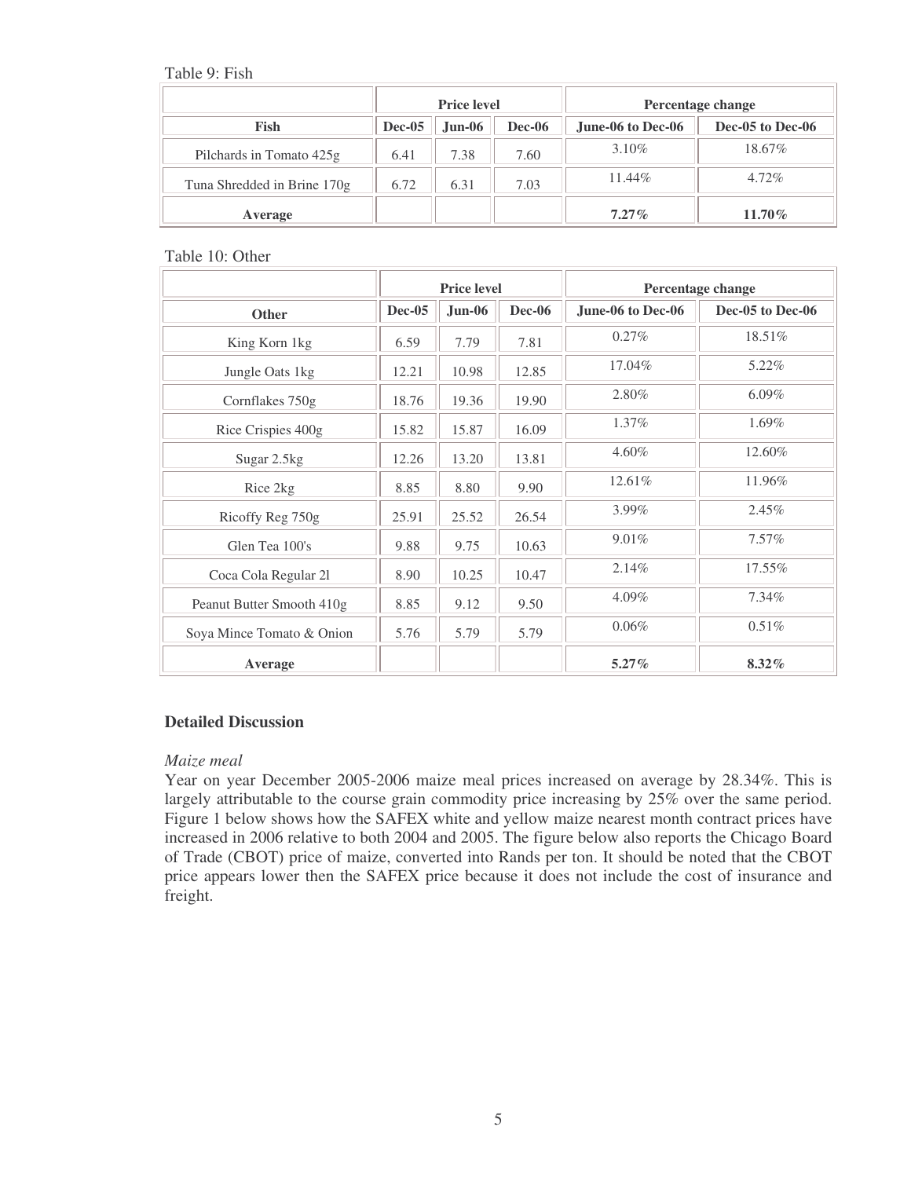Table 9: Fish

| | Price level | | | Percentage change | |
|---|---|---|---|---|---|
| **Fish** | **Dec-05** | **Jun-06** | **Dec-06** | **June-06 to Dec-06** | **Dec-05 to Dec-06** |
| Pilchards in Tomato 425g | 6.41 | 7.38 | 7.60 | 3.10% | 18.67% |
| Tuna Shredded in Brine 170g | 6.72 | 6.31 | 7.03 | 11.44% | 4.72% |
| **Average** | | | | **7.27%** | **11.70%** |

Table 10: Other

| | Price level | | | Percentage change | |
|---|---|---|---|---|---|
| **Other** | **Dec-05** | **Jun-06** | **Dec-06** | **June-06 to Dec-06** | **Dec-05 to Dec-06** |
| King Korn 1kg | 6.59 | 7.79 | 7.81 | 0.27% | 18.51% |
| Jungle Oats 1kg | 12.21 | 10.98 | 12.85 | 17.04% | 5.22% |
| Cornflakes 750g | 18.76 | 19.36 | 19.90 | 2.80% | 6.09% |
| Rice Crispies 400g | 15.82 | 15.87 | 16.09 | 1.37% | 1.69% |
| Sugar 2.5kg | 12.26 | 13.20 | 13.81 | 4.60% | 12.60% |
| Rice 2kg | 8.85 | 8.80 | 9.90 | 12.61% | 11.96% |
| Ricoffy Reg 750g | 25.91 | 25.52 | 26.54 | 3.99% | 2.45% |
| Glen Tea 100's | 9.88 | 9.75 | 10.63 | 9.01% | 7.57% |
| Coca Cola Regular 2l | 8.90 | 10.25 | 10.47 | 2.14% | 17.55% |
| Peanut Butter Smooth 410g | 8.85 | 9.12 | 9.50 | 4.09% | 7.34% |
| Soya Mince Tomato & Onion | 5.76 | 5.79 | 5.79 | 0.06% | 0.51% |
| **Average** | | | | **5.27%** | **8.32%** |

## Detailed Discussion

*Maize meal*

Year on year December 2005-2006 maize meal prices increased on average by 28.34%. This is largely attributable to the course grain commodity price increasing by 25% over the same period. Figure 1 below shows how the SAFEX white and yellow maize nearest month contract prices have increased in 2006 relative to both 2004 and 2005. The figure below also reports the Chicago Board of Trade (CBOT) price of maize, converted into Rands per ton. It should be noted that the CBOT price appears lower then the SAFEX price because it does not include the cost of insurance and freight.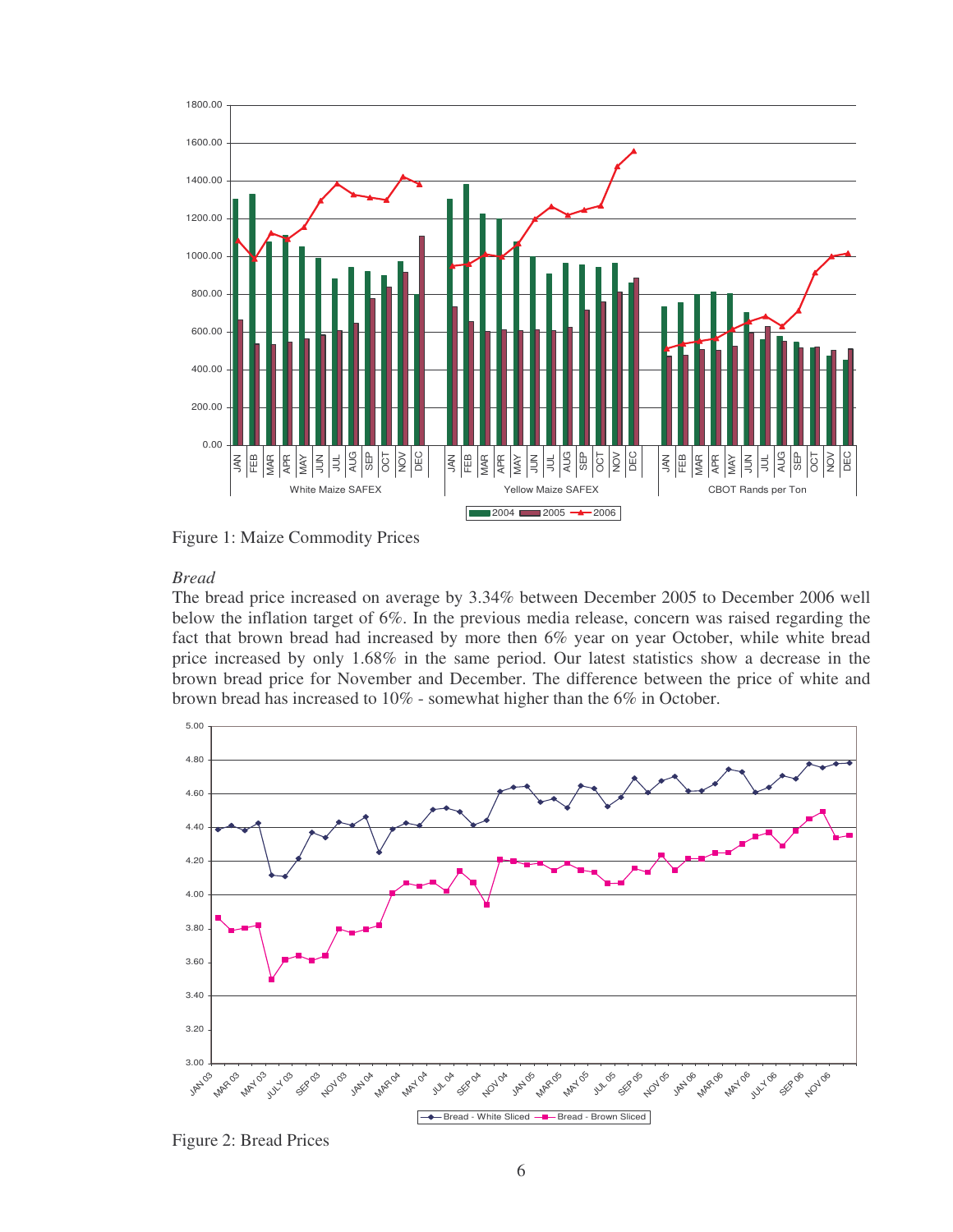Figure 1: Maize Commodity Prices

*Bread*

The bread price increased on average by 3.34% between December 2005 to December 2006 well below the inflation target of 6%. In the previous media release, concern was raised regarding the fact that brown bread had increased by more then 6% year on year October, while white bread price increased by only 1.68% in the same period. Our latest statistics show a decrease in the brown bread price for November and December. The difference between the price of white and brown bread has increased to 10% - somewhat higher than the 6% in October.

Figure 2: Bread Prices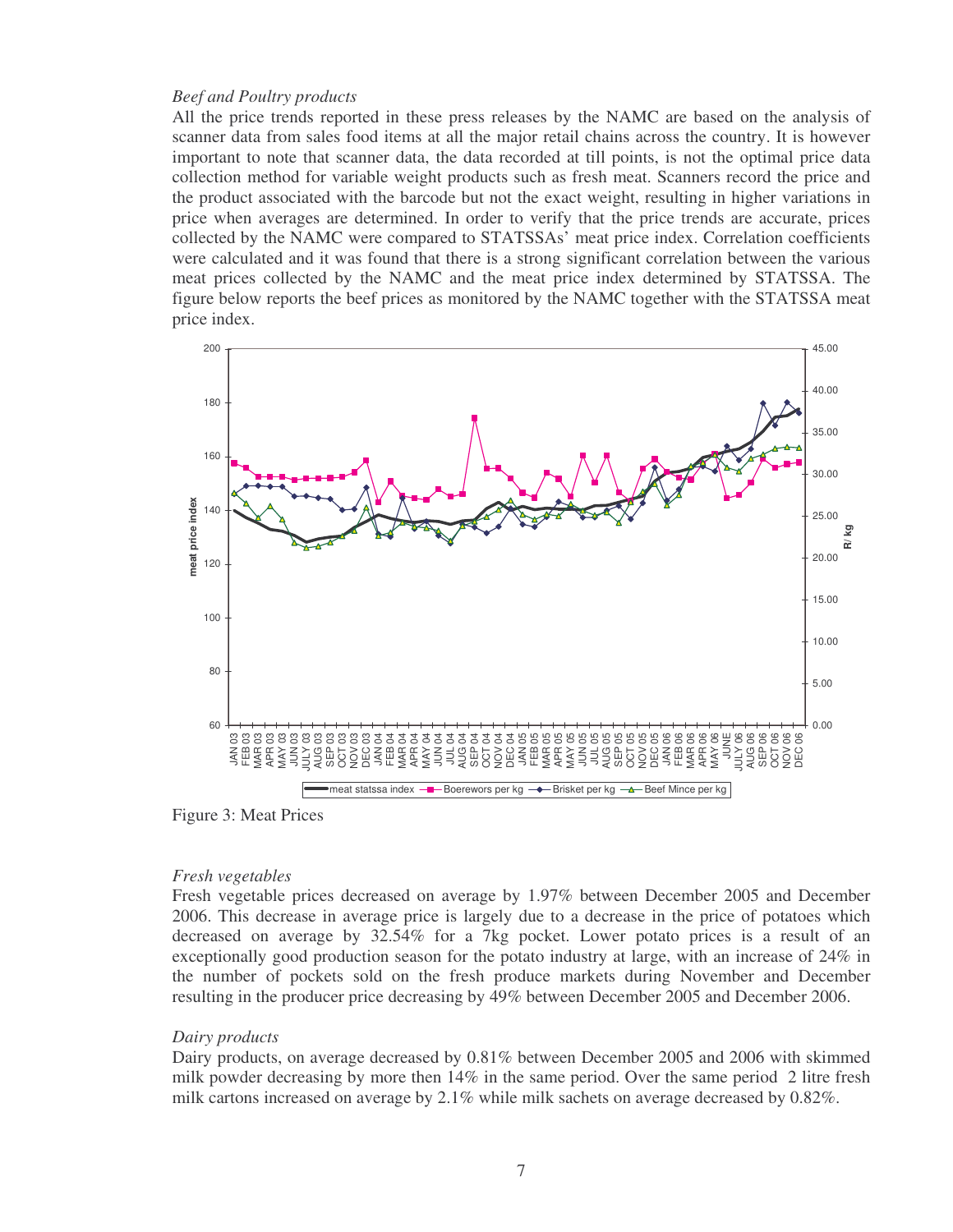*Beef and Poultry products*

All the price trends reported in these press releases by the NAMC are based on the analysis of scanner data from sales food items at all the major retail chains across the country. It is however important to note that scanner data, the data recorded at till points, is not the optimal price data collection method for variable weight products such as fresh meat. Scanners record the price and the product associated with the barcode but not the exact weight, resulting in higher variations in price when averages are determined. In order to verify that the price trends are accurate, prices collected by the NAMC were compared to STATSSAs' meat price index. Correlation coefficients were calculated and it was found that there is a strong significant correlation between the various meat prices collected by the NAMC and the meat price index determined by STATSSA. The figure below reports the beef prices as monitored by the NAMC together with the STATSSA meat price index.

Figure 3: Meat Prices

*Fresh vegetables*

Fresh vegetable prices decreased on average by 1.97% between December 2005 and December 2006. This decrease in average price is largely due to a decrease in the price of potatoes which decreased on average by 32.54% for a 7kg pocket. Lower potato prices is a result of an exceptionally good production season for the potato industry at large, with an increase of 24% in the number of pockets sold on the fresh produce markets during November and December resulting in the producer price decreasing by 49% between December 2005 and December 2006.

*Dairy products*

Dairy products, on average decreased by 0.81% between December 2005 and 2006 with skimmed milk powder decreasing by more then 14% in the same period. Over the same period 2 litre fresh milk cartons increased on average by 2.1% while milk sachets on average decreased by 0.82%.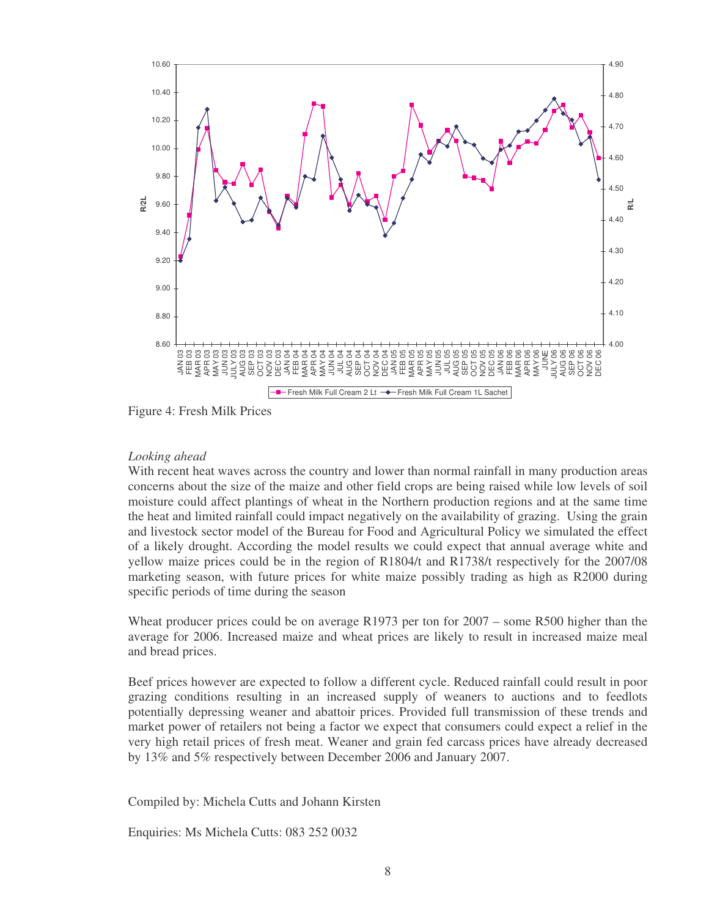10.60
10.40
10.20
10.00
9.80
9.60
9.40
9.20
9.00
8.80
8.60

R/2L

4.90
4.80
4.70
4.60
4.50
4.40
4.30
4.20
4.10
4.00

R/L

JAN 03 FEB 03 MAR 03 APR 03 MAY 03 JUN 03 JULY 03 AUG 03 SEP 03 OCT 03 NOV 03 DEC 03 JAN 04 FEB 04 MAR 04 APR 04 MAY 04 JUN 04 JUL 04 AUG 04 SEP 04 OCT 04 NOV 04 DEC 04 JAN 05 FEB 05 MAR 05 APR 05 MAY 05 JUN 05 JUL 05 AUG 05 SEP 05 OCT 05 NOV 05 DEC 05 JAN 06 FEB 06 MAR 06 APR 06 MAY 06 JUNE JULY 06 AUG 06 SEP 06 OCT 06 NOV 06 DEC 06

Fresh Milk Full Cream 2 Lt — Fresh Milk Full Cream 1L Sachet

Figure 4: Fresh Milk Prices

*Looking ahead*

With recent heat waves across the country and lower than normal rainfall in many production areas concerns about the size of the maize and other field crops are being raised while low levels of soil moisture could affect plantings of wheat in the Northern production regions and at the same time the heat and limited rainfall could impact negatively on the availability of grazing. Using the grain and livestock sector model of the Bureau for Food and Agricultural Policy we simulated the effect of a likely drought. According the model results we could expect that annual average white and yellow maize prices could be in the region of R1804/t and R1738/t respectively for the 2007/08 marketing season, with future prices for white maize possibly trading as high as R2000 during specific periods of time during the season

Wheat producer prices could be on average R1973 per ton for 2007 – some R500 higher than the average for 2006. Increased maize and wheat prices are likely to result in increased maize meal and bread prices.

Beef prices however are expected to follow a different cycle. Reduced rainfall could result in poor grazing conditions resulting in an increased supply of weaners to auctions and to feedlots potentially depressing weaner and abattoir prices. Provided full transmission of these trends and market power of retailers not being a factor we expect that consumers could expect a relief in the very high retail prices of fresh meat. Weaner and grain fed carcass prices have already decreased by 13% and 5% respectively between December 2006 and January 2007.

Compiled by: Michela Cutts and Johann Kirsten

Enquiries: Ms Michela Cutts: 083 252 0032